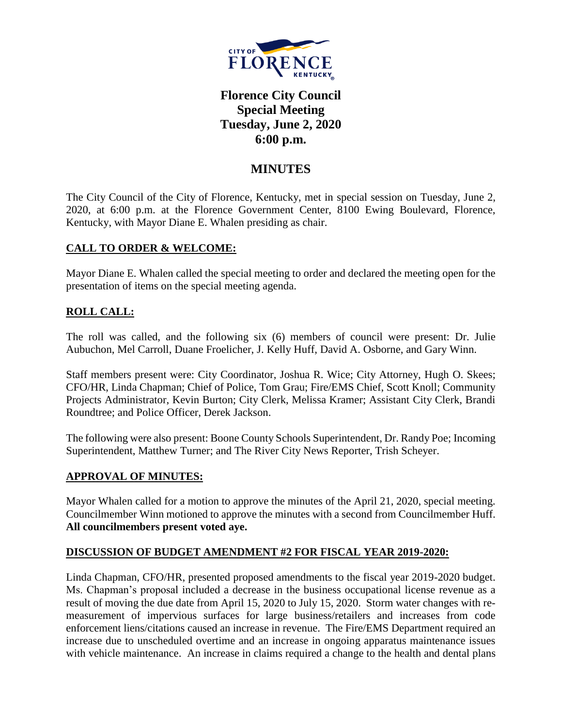# Florence City Council
## Special Meeting
## Tuesday, June 2, 2020
## 6:00 p.m.

## MINUTES

The City Council of the City of Florence, Kentucky, met in special session on Tuesday, June 2, 2020, at 6:00 p.m. at the Florence Government Center, 8100 Ewing Boulevard, Florence, Kentucky, with Mayor Diane E. Whalen presiding as chair.

### CALL TO ORDER & WELCOME:

Mayor Diane E. Whalen called the special meeting to order and declared the meeting open for the presentation of items on the special meeting agenda.

### ROLL CALL:

The roll was called, and the following six (6) members of council were present: Dr. Julie Aubuchon, Mel Carroll, Duane Froelicher, J. Kelly Huff, David A. Osborne, and Gary Winn.

Staff members present were: City Coordinator, Joshua R. Wice; City Attorney, Hugh O. Skees; CFO/HR, Linda Chapman; Chief of Police, Tom Grau; Fire/EMS Chief, Scott Knoll; Community Projects Administrator, Kevin Burton; City Clerk, Melissa Kramer; Assistant City Clerk, Brandi Roundtree; and Police Officer, Derek Jackson.

The following were also present: Boone County Schools Superintendent, Dr. Randy Poe; Incoming Superintendent, Matthew Turner; and The River City News Reporter, Trish Scheyer.

### APPROVAL OF MINUTES:

Mayor Whalen called for a motion to approve the minutes of the April 21, 2020, special meeting. Councilmember Winn motioned to approve the minutes with a second from Councilmember Huff. **All councilmembers present voted aye.**

### DISCUSSION OF BUDGET AMENDMENT #2 FOR FISCAL YEAR 2019-2020:

Linda Chapman, CFO/HR, presented proposed amendments to the fiscal year 2019-2020 budget. Ms. Chapman's proposal included a decrease in the business occupational license revenue as a result of moving the due date from April 15, 2020 to July 15, 2020. Storm water changes with re-measurement of impervious surfaces for large business/retailers and increases from code enforcement liens/citations caused an increase in revenue. The Fire/EMS Department required an increase due to unscheduled overtime and an increase in ongoing apparatus maintenance issues with vehicle maintenance. An increase in claims required a change to the health and dental plans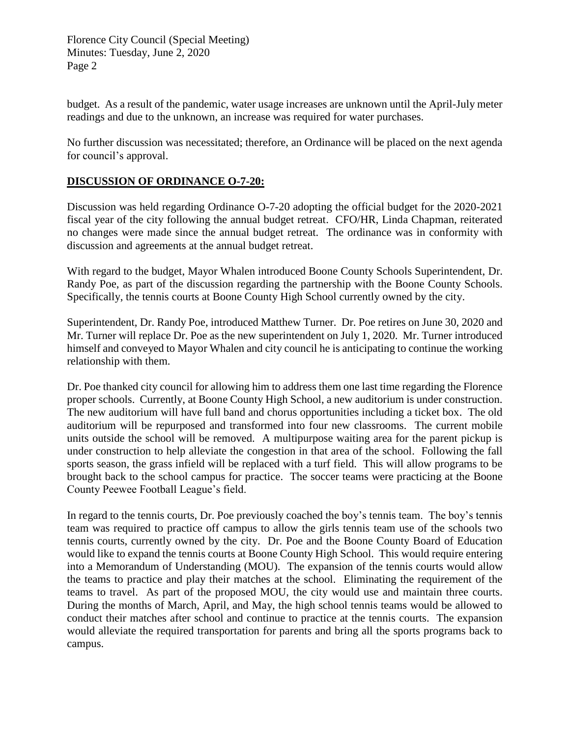budget. As a result of the pandemic, water usage increases are unknown until the April-July meter readings and due to the unknown, an increase was required for water purchases.

No further discussion was necessitated; therefore, an Ordinance will be placed on the next agenda for council's approval.

## DISCUSSION OF ORDINANCE O-7-20:

Discussion was held regarding Ordinance O-7-20 adopting the official budget for the 2020-2021 fiscal year of the city following the annual budget retreat. CFO/HR, Linda Chapman, reiterated no changes were made since the annual budget retreat. The ordinance was in conformity with discussion and agreements at the annual budget retreat.

With regard to the budget, Mayor Whalen introduced Boone County Schools Superintendent, Dr. Randy Poe, as part of the discussion regarding the partnership with the Boone County Schools. Specifically, the tennis courts at Boone County High School currently owned by the city.

Superintendent, Dr. Randy Poe, introduced Matthew Turner. Dr. Poe retires on June 30, 2020 and Mr. Turner will replace Dr. Poe as the new superintendent on July 1, 2020. Mr. Turner introduced himself and conveyed to Mayor Whalen and city council he is anticipating to continue the working relationship with them.

Dr. Poe thanked city council for allowing him to address them one last time regarding the Florence proper schools. Currently, at Boone County High School, a new auditorium is under construction. The new auditorium will have full band and chorus opportunities including a ticket box. The old auditorium will be repurposed and transformed into four new classrooms. The current mobile units outside the school will be removed. A multipurpose waiting area for the parent pickup is under construction to help alleviate the congestion in that area of the school. Following the fall sports season, the grass infield will be replaced with a turf field. This will allow programs to be brought back to the school campus for practice. The soccer teams were practicing at the Boone County Peewee Football League's field.

In regard to the tennis courts, Dr. Poe previously coached the boy's tennis team. The boy's tennis team was required to practice off campus to allow the girls tennis team use of the schools two tennis courts, currently owned by the city. Dr. Poe and the Boone County Board of Education would like to expand the tennis courts at Boone County High School. This would require entering into a Memorandum of Understanding (MOU). The expansion of the tennis courts would allow the teams to practice and play their matches at the school. Eliminating the requirement of the teams to travel. As part of the proposed MOU, the city would use and maintain three courts. During the months of March, April, and May, the high school tennis teams would be allowed to conduct their matches after school and continue to practice at the tennis courts. The expansion would alleviate the required transportation for parents and bring all the sports programs back to campus.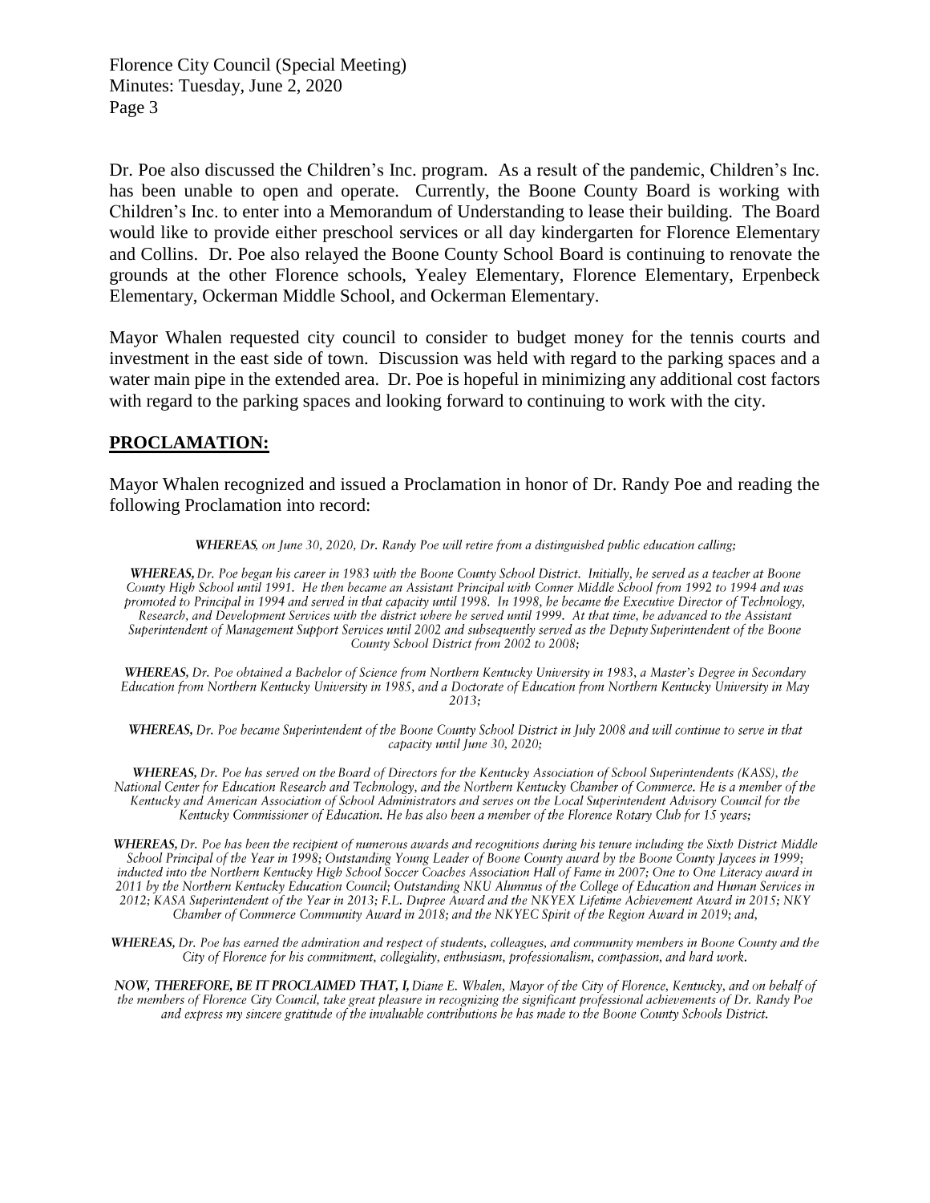Dr. Poe also discussed the Children's Inc. program. As a result of the pandemic, Children's Inc. has been unable to open and operate. Currently, the Boone County Board is working with Children's Inc. to enter into a Memorandum of Understanding to lease their building. The Board would like to provide either preschool services or all day kindergarten for Florence Elementary and Collins. Dr. Poe also relayed the Boone County School Board is continuing to renovate the grounds at the other Florence schools, Yealey Elementary, Florence Elementary, Erpenbeck Elementary, Ockerman Middle School, and Ockerman Elementary.

Mayor Whalen requested city council to consider to budget money for the tennis courts and investment in the east side of town. Discussion was held with regard to the parking spaces and a water main pipe in the extended area. Dr. Poe is hopeful in minimizing any additional cost factors with regard to the parking spaces and looking forward to continuing to work with the city.

## PROCLAMATION:

Mayor Whalen recognized and issued a Proclamation in honor of Dr. Randy Poe and reading the following Proclamation into record:

***WHEREAS**, on June 30, 2020, Dr. Randy Poe will retire from a distinguished public education calling;*

***WHEREAS,** Dr. Poe began his career in 1983 with the Boone County School District. Initially, he served as a teacher at Boone County High School until 1991. He then became an Assistant Principal with Conner Middle School from 1992 to 1994 and was promoted to Principal in 1994 and served in that capacity until 1998. In 1998, he became the Executive Director of Technology, Research, and Development Services with the district where he served until 1999. At that time, he advanced to the Assistant Superintendent of Management Support Services until 2002 and subsequently served as the Deputy Superintendent of the Boone County School District from 2002 to 2008;*

***WHEREAS,** Dr. Poe obtained a Bachelor of Science from Northern Kentucky University in 1983, a Master's Degree in Secondary Education from Northern Kentucky University in 1985, and a Doctorate of Education from Northern Kentucky University in May 2013;*

***WHEREAS,** Dr. Poe became Superintendent of the Boone County School District in July 2008 and will continue to serve in that capacity until June 30, 2020;*

***WHEREAS,** Dr. Poe has served on the Board of Directors for the Kentucky Association of School Superintendents (KASS), the National Center for Education Research and Technology, and the Northern Kentucky Chamber of Commerce. He is a member of the Kentucky and American Association of School Administrators and serves on the Local Superintendent Advisory Council for the Kentucky Commissioner of Education. He has also been a member of the Florence Rotary Club for 15 years;*

***WHEREAS,** Dr. Poe has been the recipient of numerous awards and recognitions during his tenure including the Sixth District Middle School Principal of the Year in 1998; Outstanding Young Leader of Boone County award by the Boone County Jaycees in 1999; inducted into the Northern Kentucky High School Soccer Coaches Association Hall of Fame in 2007; One to One Literacy award in 2011 by the Northern Kentucky Education Council; Outstanding NKU Alumnus of the College of Education and Human Services in 2012; KASA Superintendent of the Year in 2013; F.L. Dupree Award and the NKYEX Lifetime Achievement Award in 2015; NKY Chamber of Commerce Community Award in 2018; and the NKYEC Spirit of the Region Award in 2019; and,*

***WHEREAS,** Dr. Poe has earned the admiration and respect of students, colleagues, and community members in Boone County and the City of Florence for his commitment, collegiality, enthusiasm, professionalism, compassion, and hard work.*

***NOW, THEREFORE, BE IT PROCLAIMED THAT, I,** Diane E. Whalen, Mayor of the City of Florence, Kentucky, and on behalf of the members of Florence City Council, take great pleasure in recognizing the significant professional achievements of Dr. Randy Poe and express my sincere gratitude of the invaluable contributions he has made to the Boone County Schools District.*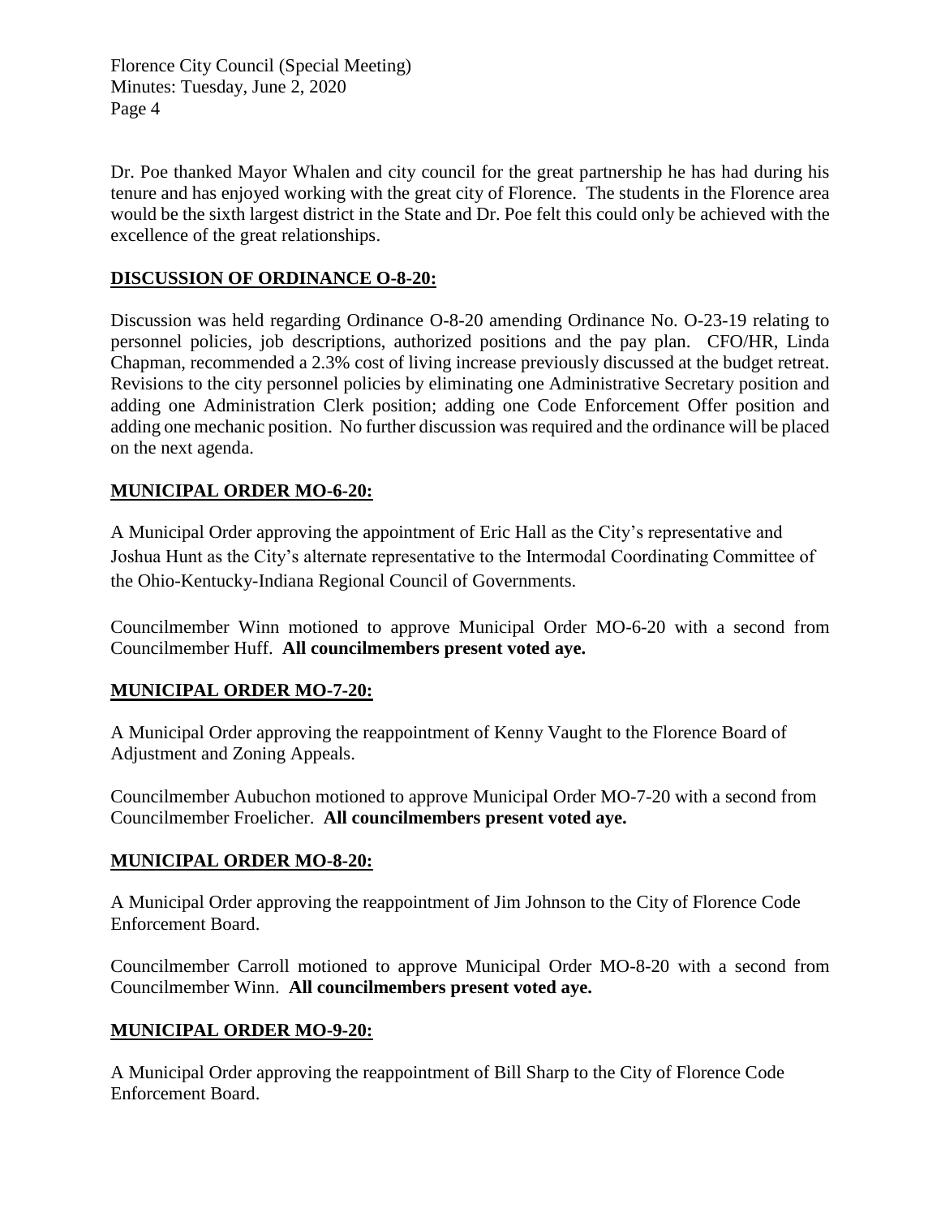Dr. Poe thanked Mayor Whalen and city council for the great partnership he has had during his tenure and has enjoyed working with the great city of Florence. The students in the Florence area would be the sixth largest district in the State and Dr. Poe felt this could only be achieved with the excellence of the great relationships.

## DISCUSSION OF ORDINANCE O-8-20:

Discussion was held regarding Ordinance O-8-20 amending Ordinance No. O-23-19 relating to personnel policies, job descriptions, authorized positions and the pay plan. CFO/HR, Linda Chapman, recommended a 2.3% cost of living increase previously discussed at the budget retreat. Revisions to the city personnel policies by eliminating one Administrative Secretary position and adding one Administration Clerk position; adding one Code Enforcement Offer position and adding one mechanic position. No further discussion was required and the ordinance will be placed on the next agenda.

## MUNICIPAL ORDER MO-6-20:

A Municipal Order approving the appointment of Eric Hall as the City's representative and Joshua Hunt as the City's alternate representative to the Intermodal Coordinating Committee of the Ohio-Kentucky-Indiana Regional Council of Governments.

Councilmember Winn motioned to approve Municipal Order MO-6-20 with a second from Councilmember Huff. **All councilmembers present voted aye.**

## MUNICIPAL ORDER MO-7-20:

A Municipal Order approving the reappointment of Kenny Vaught to the Florence Board of Adjustment and Zoning Appeals.

Councilmember Aubuchon motioned to approve Municipal Order MO-7-20 with a second from Councilmember Froelicher. **All councilmembers present voted aye.**

## MUNICIPAL ORDER MO-8-20:

A Municipal Order approving the reappointment of Jim Johnson to the City of Florence Code Enforcement Board.

Councilmember Carroll motioned to approve Municipal Order MO-8-20 with a second from Councilmember Winn. **All councilmembers present voted aye.**

## MUNICIPAL ORDER MO-9-20:

A Municipal Order approving the reappointment of Bill Sharp to the City of Florence Code Enforcement Board.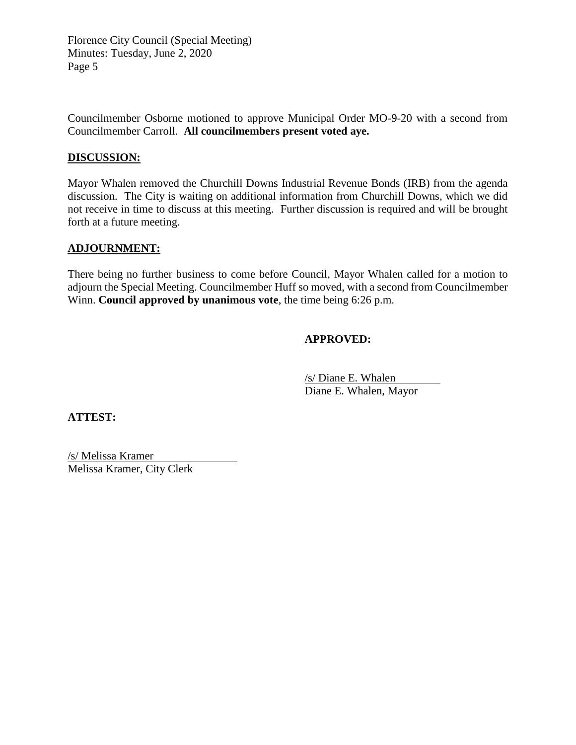Councilmember Osborne motioned to approve Municipal Order MO-9-20 with a second from Councilmember Carroll. **All councilmembers present voted aye.**

## DISCUSSION:

Mayor Whalen removed the Churchill Downs Industrial Revenue Bonds (IRB) from the agenda discussion. The City is waiting on additional information from Churchill Downs, which we did not receive in time to discuss at this meeting. Further discussion is required and will be brought forth at a future meeting.

## ADJOURNMENT:

There being no further business to come before Council, Mayor Whalen called for a motion to adjourn the Special Meeting. Councilmember Huff so moved, with a second from Councilmember Winn. **Council approved by unanimous vote**, the time being 6:26 p.m.

**APPROVED:**

/s/ Diane E. Whalen
Diane E. Whalen, Mayor

**ATTEST:**

/s/ Melissa Kramer
Melissa Kramer, City Clerk